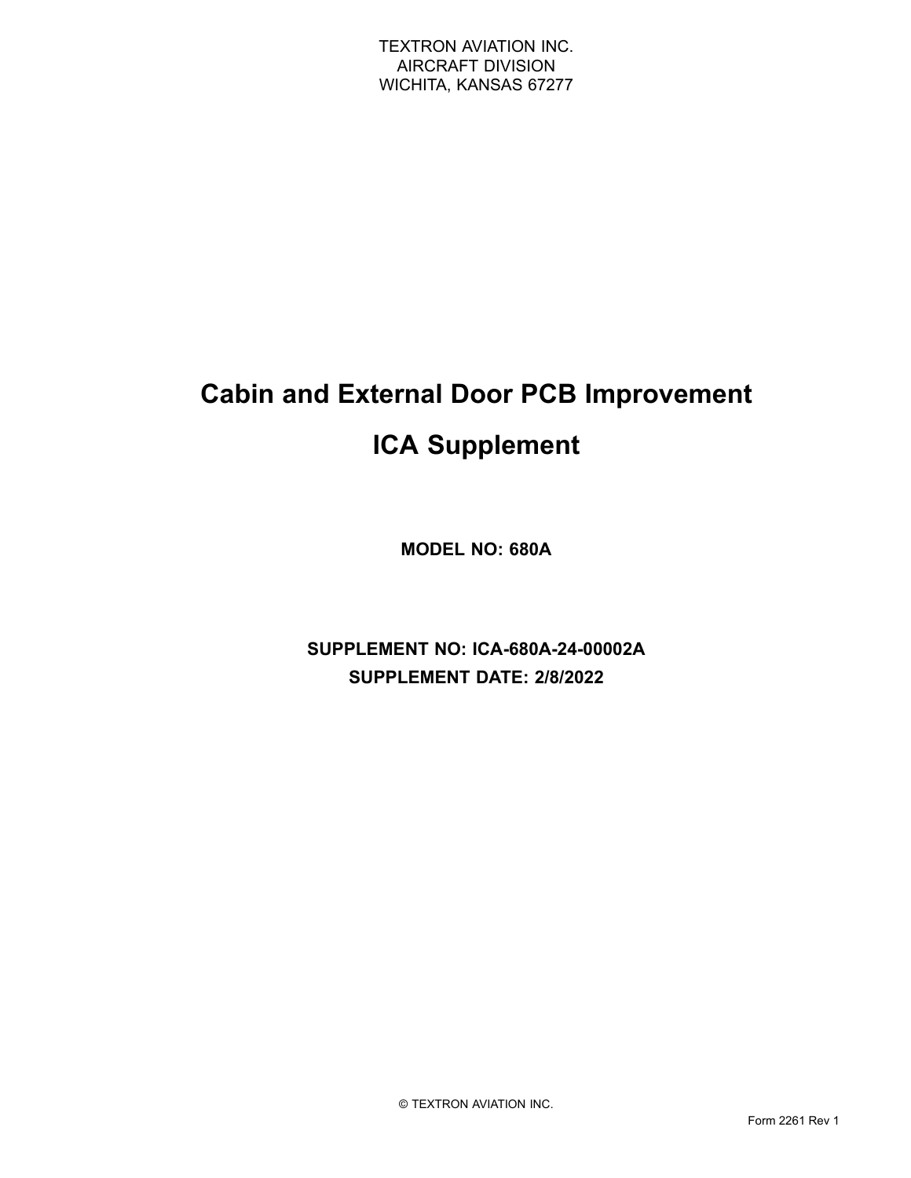TEXTRON AVIATION INC.
AIRCRAFT DIVISION
WICHITA, KANSAS 67277

# Cabin and External Door PCB Improvement

# ICA Supplement

**MODEL NO: 680A**

**SUPPLEMENT NO: ICA-680A-24-00002A**

**SUPPLEMENT DATE: 2/8/2022**

© TEXTRON AVIATION INC.

Form 2261 Rev 1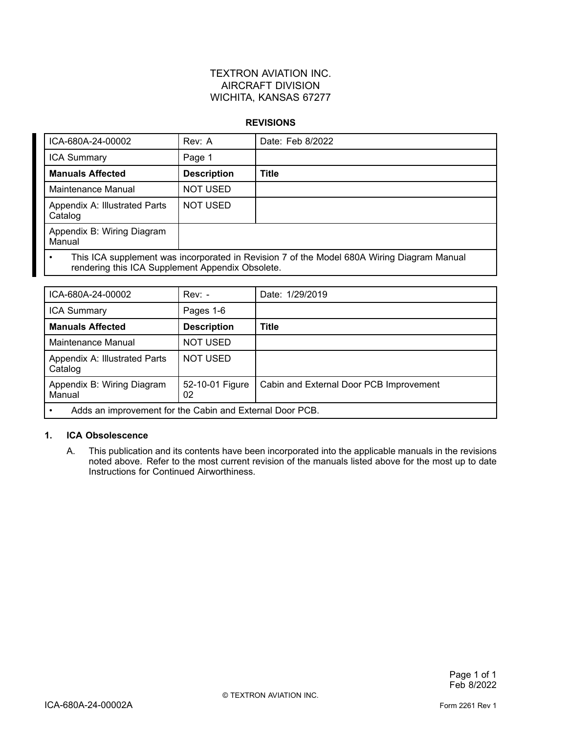TEXTRON AVIATION INC.
AIRCRAFT DIVISION
WICHITA, KANSAS 67277

## REVISIONS

| ICA-680A-24-00002 | Rev: A | Date: Feb 8/2022 |
|---|---|---|
| ICA Summary | Page 1 | |
| **Manuals Affected** | **Description** | **Title** |
| Maintenance Manual | NOT USED | |
| Appendix A: Illustrated Parts Catalog | NOT USED | |
| Appendix B: Wiring Diagram Manual | | |
| • This ICA supplement was incorporated in Revision 7 of the Model 680A Wiring Diagram Manual rendering this ICA Supplement Appendix Obsolete. | | |

| ICA-680A-24-00002 | Rev: - | Date: 1/29/2019 |
|---|---|---|
| ICA Summary | Pages 1-6 | |
| **Manuals Affected** | **Description** | **Title** |
| Maintenance Manual | NOT USED | |
| Appendix A: Illustrated Parts Catalog | NOT USED | |
| Appendix B: Wiring Diagram Manual | 52-10-01 Figure 02 | Cabin and External Door PCB Improvement |
| • Adds an improvement for the Cabin and External Door PCB. | | |

### 1. ICA Obsolescence

A. This publication and its contents have been incorporated into the applicable manuals in the revisions noted above. Refer to the most current revision of the manuals listed above for the most up to date Instructions for Continued Airworthiness.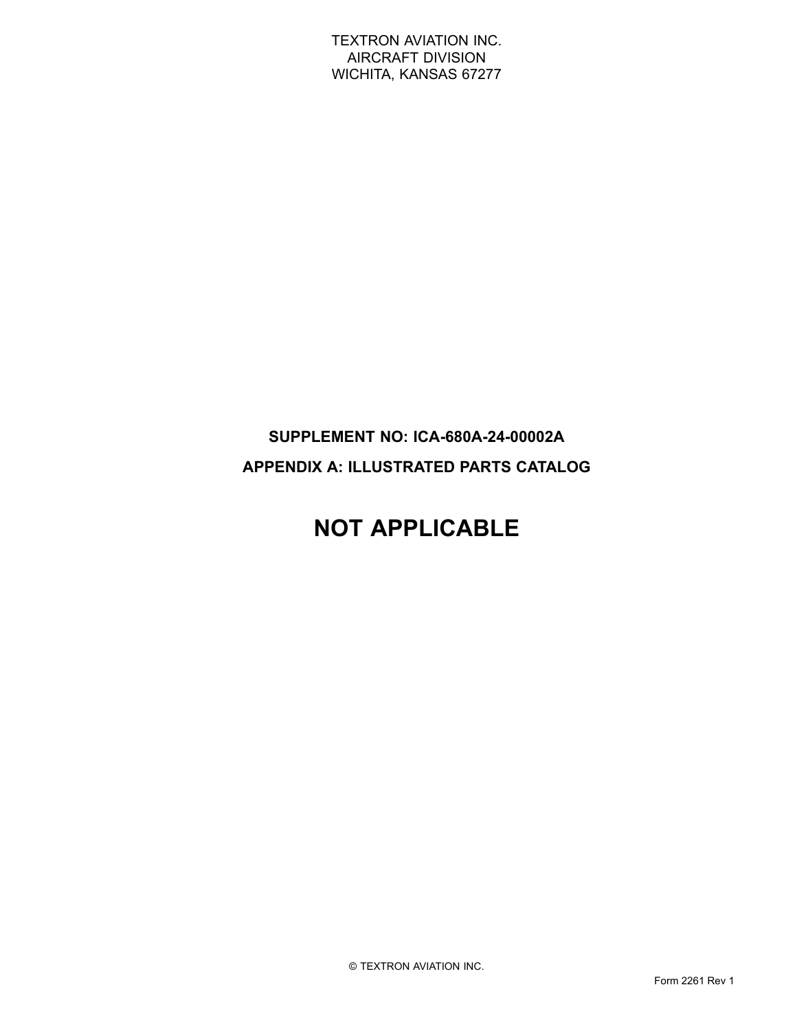TEXTRON AVIATION INC.
AIRCRAFT DIVISION
WICHITA, KANSAS 67277

**SUPPLEMENT NO: ICA-680A-24-00002A**

**APPENDIX A: ILLUSTRATED PARTS CATALOG**

# NOT APPLICABLE

© TEXTRON AVIATION INC.

Form 2261 Rev 1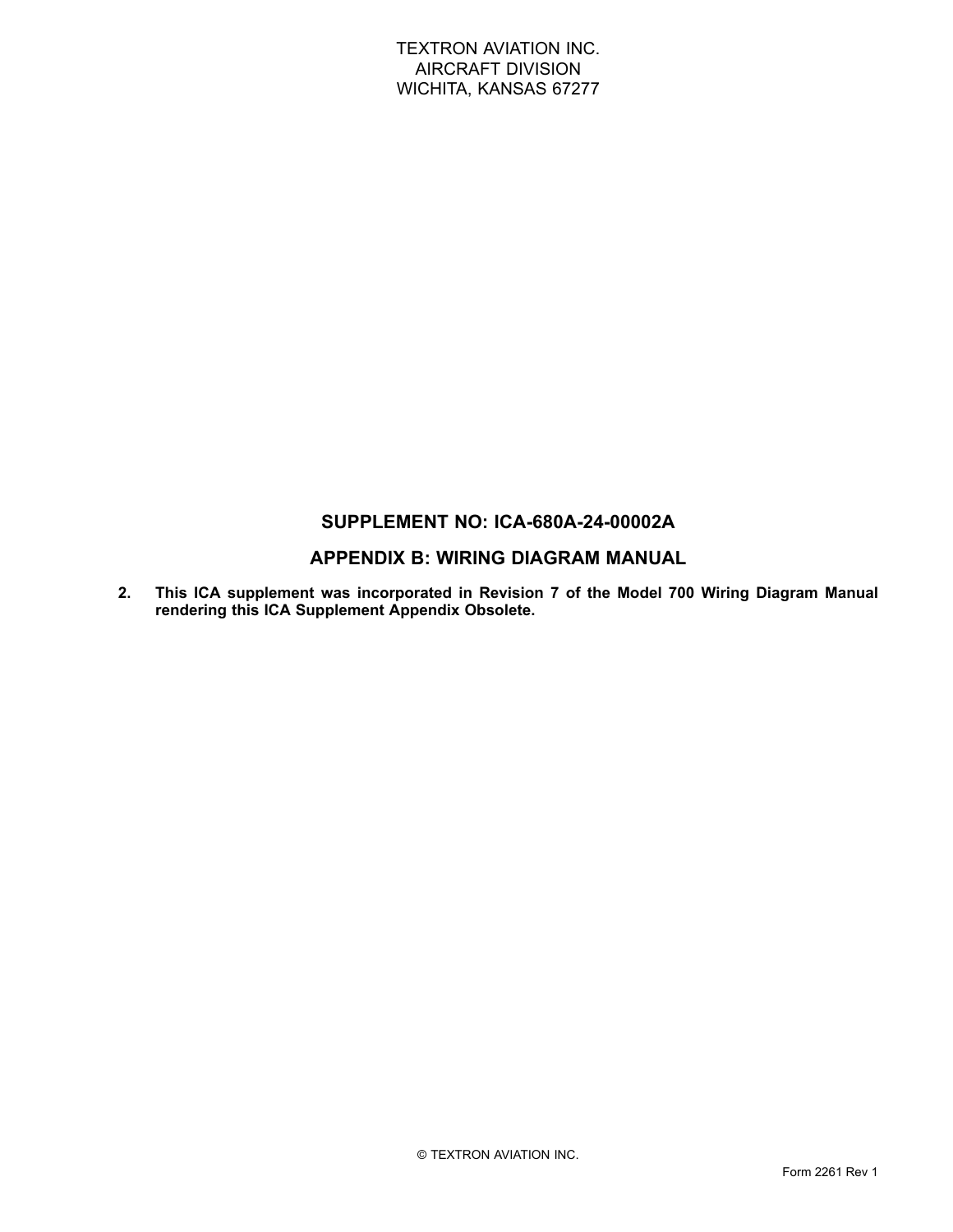TEXTRON AVIATION INC.
AIRCRAFT DIVISION
WICHITA, KANSAS 67277

## SUPPLEMENT NO: ICA-680A-24-00002A

## APPENDIX B: WIRING DIAGRAM MANUAL

2. **This ICA supplement was incorporated in Revision 7 of the Model 700 Wiring Diagram Manual rendering this ICA Supplement Appendix Obsolete.**

© TEXTRON AVIATION INC.

Form 2261 Rev 1